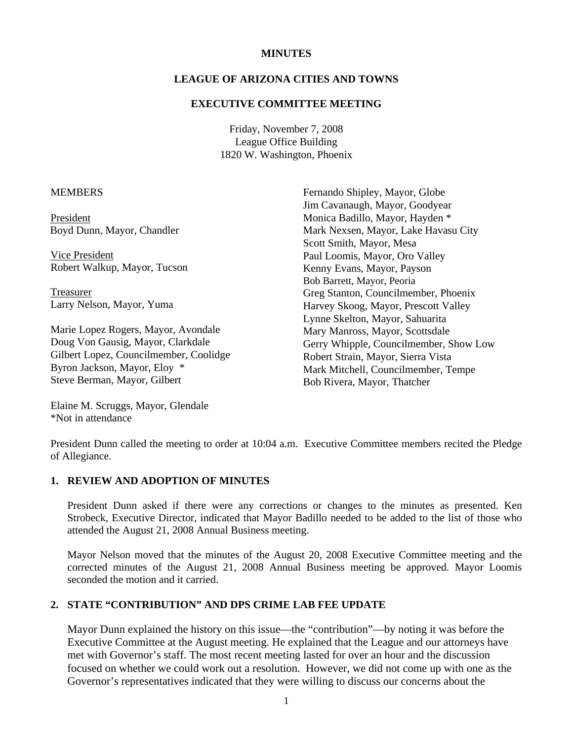**MINUTES**

**LEAGUE OF ARIZONA CITIES AND TOWNS**

**EXECUTIVE COMMITTEE MEETING**

Friday, November 7, 2008
League Office Building
1820 W. Washington, Phoenix

MEMBERS

President
Boyd Dunn, Mayor, Chandler

Vice President
Robert Walkup, Mayor, Tucson

Treasurer
Larry Nelson, Mayor, Yuma

Marie Lopez Rogers, Mayor, Avondale
Doug Von Gausig, Mayor, Clarkdale
Gilbert Lopez, Councilmember, Coolidge
Byron Jackson, Mayor, Eloy *
Steve Berman, Mayor, Gilbert

Elaine M. Scruggs, Mayor, Glendale
Fernando Shipley, Mayor, Globe
Jim Cavanaugh, Mayor, Goodyear
Monica Badillo, Mayor, Hayden *
Mark Nexsen, Mayor, Lake Havasu City
Scott Smith, Mayor, Mesa
Paul Loomis, Mayor, Oro Valley
Kenny Evans, Mayor, Payson
Bob Barrett, Mayor, Peoria
Greg Stanton, Councilmember, Phoenix
Harvey Skoog, Mayor, Prescott Valley
Lynne Skelton, Mayor, Sahuarita
Mary Manross, Mayor, Scottsdale
Gerry Whipple, Councilmember, Show Low
Robert Strain, Mayor, Sierra Vista
Mark Mitchell, Councilmember, Tempe
Bob Rivera, Mayor, Thatcher

*Not in attendance

President Dunn called the meeting to order at 10:04 a.m. Executive Committee members recited the Pledge of Allegiance.

## 1. REVIEW AND ADOPTION OF MINUTES

President Dunn asked if there were any corrections or changes to the minutes as presented. Ken Strobeck, Executive Director, indicated that Mayor Badillo needed to be added to the list of those who attended the August 21, 2008 Annual Business meeting.

Mayor Nelson moved that the minutes of the August 20, 2008 Executive Committee meeting and the corrected minutes of the August 21, 2008 Annual Business meeting be approved. Mayor Loomis seconded the motion and it carried.

## 2. STATE "CONTRIBUTION" AND DPS CRIME LAB FEE UPDATE

Mayor Dunn explained the history on this issue—the "contribution"—by noting it was before the Executive Committee at the August meeting. He explained that the League and our attorneys have met with Governor's staff. The most recent meeting lasted for over an hour and the discussion focused on whether we could work out a resolution. However, we did not come up with one as the Governor's representatives indicated that they were willing to discuss our concerns about the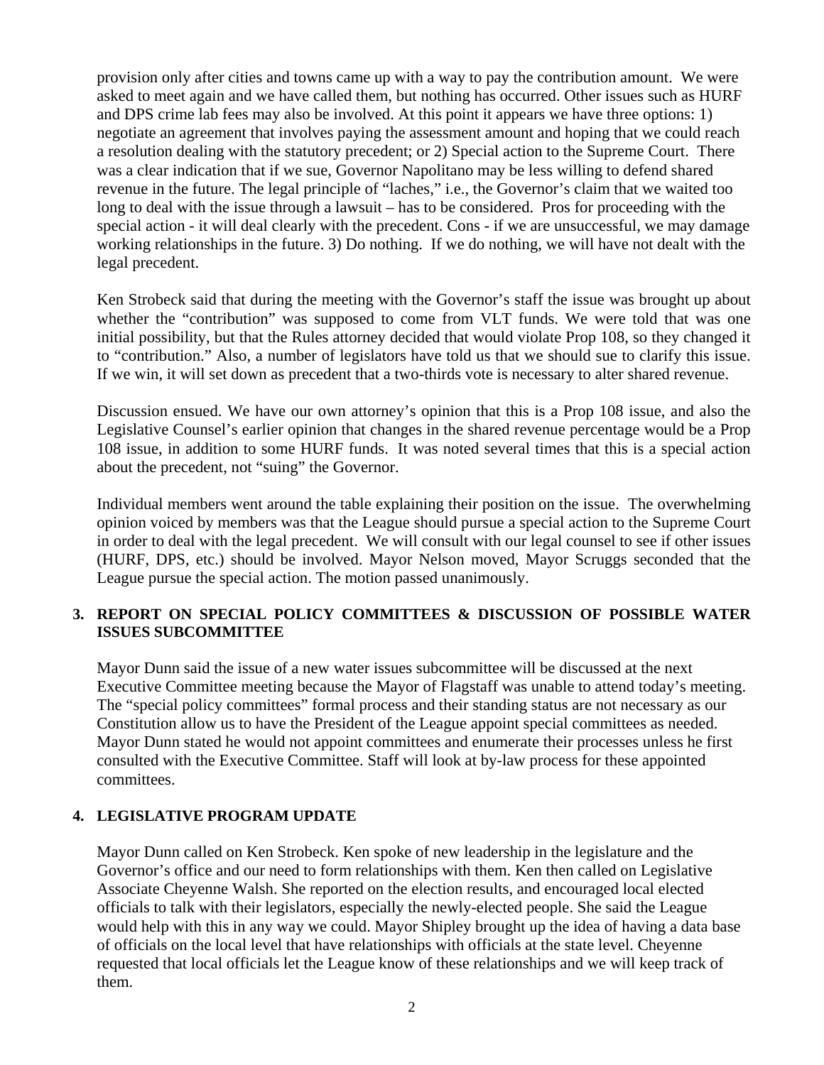provision only after cities and towns came up with a way to pay the contribution amount. We were asked to meet again and we have called them, but nothing has occurred. Other issues such as HURF and DPS crime lab fees may also be involved. At this point it appears we have three options: 1) negotiate an agreement that involves paying the assessment amount and hoping that we could reach a resolution dealing with the statutory precedent; or 2) Special action to the Supreme Court. There was a clear indication that if we sue, Governor Napolitano may be less willing to defend shared revenue in the future. The legal principle of "laches," i.e., the Governor's claim that we waited too long to deal with the issue through a lawsuit – has to be considered. Pros for proceeding with the special action - it will deal clearly with the precedent. Cons - if we are unsuccessful, we may damage working relationships in the future. 3) Do nothing. If we do nothing, we will have not dealt with the legal precedent.

Ken Strobeck said that during the meeting with the Governor's staff the issue was brought up about whether the "contribution" was supposed to come from VLT funds. We were told that was one initial possibility, but that the Rules attorney decided that would violate Prop 108, so they changed it to "contribution." Also, a number of legislators have told us that we should sue to clarify this issue. If we win, it will set down as precedent that a two-thirds vote is necessary to alter shared revenue.

Discussion ensued. We have our own attorney's opinion that this is a Prop 108 issue, and also the Legislative Counsel's earlier opinion that changes in the shared revenue percentage would be a Prop 108 issue, in addition to some HURF funds. It was noted several times that this is a special action about the precedent, not "suing" the Governor.

Individual members went around the table explaining their position on the issue. The overwhelming opinion voiced by members was that the League should pursue a special action to the Supreme Court in order to deal with the legal precedent. We will consult with our legal counsel to see if other issues (HURF, DPS, etc.) should be involved. Mayor Nelson moved, Mayor Scruggs seconded that the League pursue the special action. The motion passed unanimously.

**3. REPORT ON SPECIAL POLICY COMMITTEES & DISCUSSION OF POSSIBLE WATER ISSUES SUBCOMMITTEE**

Mayor Dunn said the issue of a new water issues subcommittee will be discussed at the next Executive Committee meeting because the Mayor of Flagstaff was unable to attend today's meeting. The "special policy committees" formal process and their standing status are not necessary as our Constitution allow us to have the President of the League appoint special committees as needed. Mayor Dunn stated he would not appoint committees and enumerate their processes unless he first consulted with the Executive Committee. Staff will look at by-law process for these appointed committees.

**4. LEGISLATIVE PROGRAM UPDATE**

Mayor Dunn called on Ken Strobeck. Ken spoke of new leadership in the legislature and the Governor's office and our need to form relationships with them. Ken then called on Legislative Associate Cheyenne Walsh. She reported on the election results, and encouraged local elected officials to talk with their legislators, especially the newly-elected people. She said the League would help with this in any way we could. Mayor Shipley brought up the idea of having a data base of officials on the local level that have relationships with officials at the state level. Cheyenne requested that local officials let the League know of these relationships and we will keep track of them.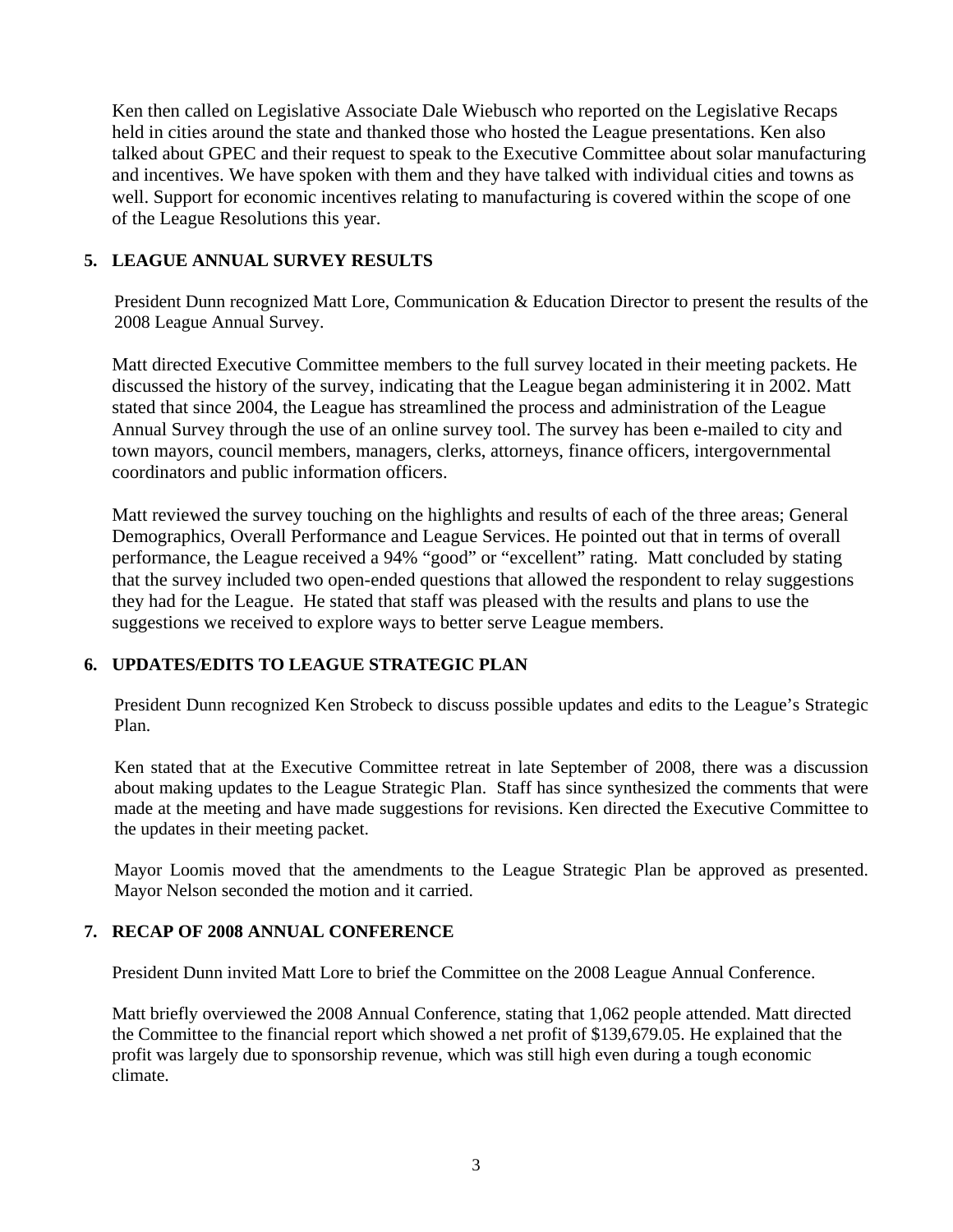Ken then called on Legislative Associate Dale Wiebusch who reported on the Legislative Recaps held in cities around the state and thanked those who hosted the League presentations. Ken also talked about GPEC and their request to speak to the Executive Committee about solar manufacturing and incentives. We have spoken with them and they have talked with individual cities and towns as well. Support for economic incentives relating to manufacturing is covered within the scope of one of the League Resolutions this year.

## 5. LEAGUE ANNUAL SURVEY RESULTS

President Dunn recognized Matt Lore, Communication & Education Director to present the results of the 2008 League Annual Survey.

Matt directed Executive Committee members to the full survey located in their meeting packets. He discussed the history of the survey, indicating that the League began administering it in 2002. Matt stated that since 2004, the League has streamlined the process and administration of the League Annual Survey through the use of an online survey tool. The survey has been e-mailed to city and town mayors, council members, managers, clerks, attorneys, finance officers, intergovernmental coordinators and public information officers.

Matt reviewed the survey touching on the highlights and results of each of the three areas; General Demographics, Overall Performance and League Services. He pointed out that in terms of overall performance, the League received a 94% "good" or "excellent" rating. Matt concluded by stating that the survey included two open-ended questions that allowed the respondent to relay suggestions they had for the League. He stated that staff was pleased with the results and plans to use the suggestions we received to explore ways to better serve League members.

## 6. UPDATES/EDITS TO LEAGUE STRATEGIC PLAN

President Dunn recognized Ken Strobeck to discuss possible updates and edits to the League's Strategic Plan.

Ken stated that at the Executive Committee retreat in late September of 2008, there was a discussion about making updates to the League Strategic Plan. Staff has since synthesized the comments that were made at the meeting and have made suggestions for revisions. Ken directed the Executive Committee to the updates in their meeting packet.

Mayor Loomis moved that the amendments to the League Strategic Plan be approved as presented. Mayor Nelson seconded the motion and it carried.

## 7. RECAP OF 2008 ANNUAL CONFERENCE

President Dunn invited Matt Lore to brief the Committee on the 2008 League Annual Conference.

Matt briefly overviewed the 2008 Annual Conference, stating that 1,062 people attended. Matt directed the Committee to the financial report which showed a net profit of $139,679.05. He explained that the profit was largely due to sponsorship revenue, which was still high even during a tough economic climate.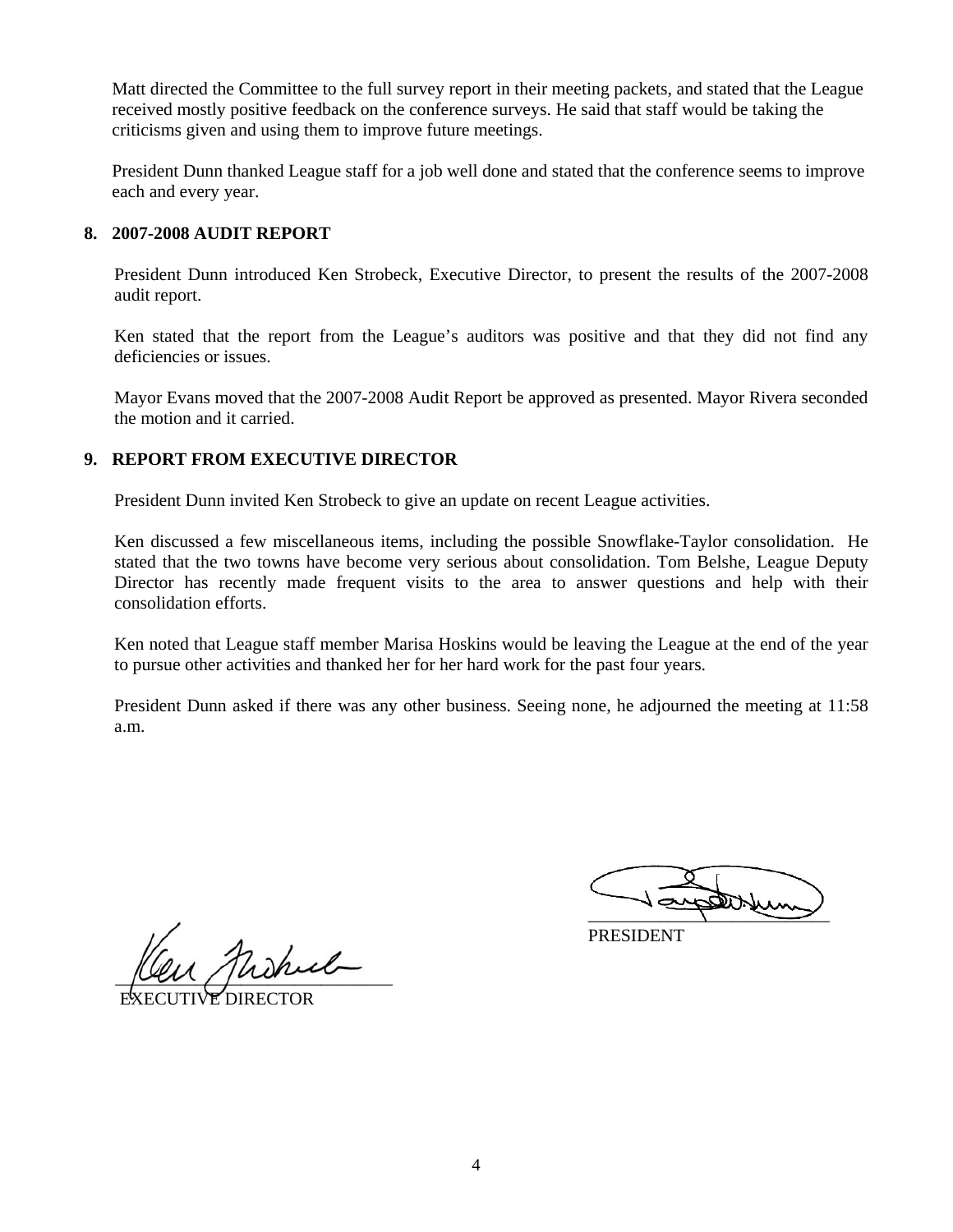Matt directed the Committee to the full survey report in their meeting packets, and stated that the League received mostly positive feedback on the conference surveys. He said that staff would be taking the criticisms given and using them to improve future meetings.

President Dunn thanked League staff for a job well done and stated that the conference seems to improve each and every year.

**8. 2007-2008 AUDIT REPORT**

President Dunn introduced Ken Strobeck, Executive Director, to present the results of the 2007-2008 audit report.

Ken stated that the report from the League's auditors was positive and that they did not find any deficiencies or issues.

Mayor Evans moved that the 2007-2008 Audit Report be approved as presented. Mayor Rivera seconded the motion and it carried.

**9. REPORT FROM EXECUTIVE DIRECTOR**

President Dunn invited Ken Strobeck to give an update on recent League activities.

Ken discussed a few miscellaneous items, including the possible Snowflake-Taylor consolidation. He stated that the two towns have become very serious about consolidation. Tom Belshe, League Deputy Director has recently made frequent visits to the area to answer questions and help with their consolidation efforts.

Ken noted that League staff member Marisa Hoskins would be leaving the League at the end of the year to pursue other activities and thanked her for her hard work for the past four years.

President Dunn asked if there was any other business. Seeing none, he adjourned the meeting at 11:58 a.m.

PRESIDENT

EXECUTIVE DIRECTOR